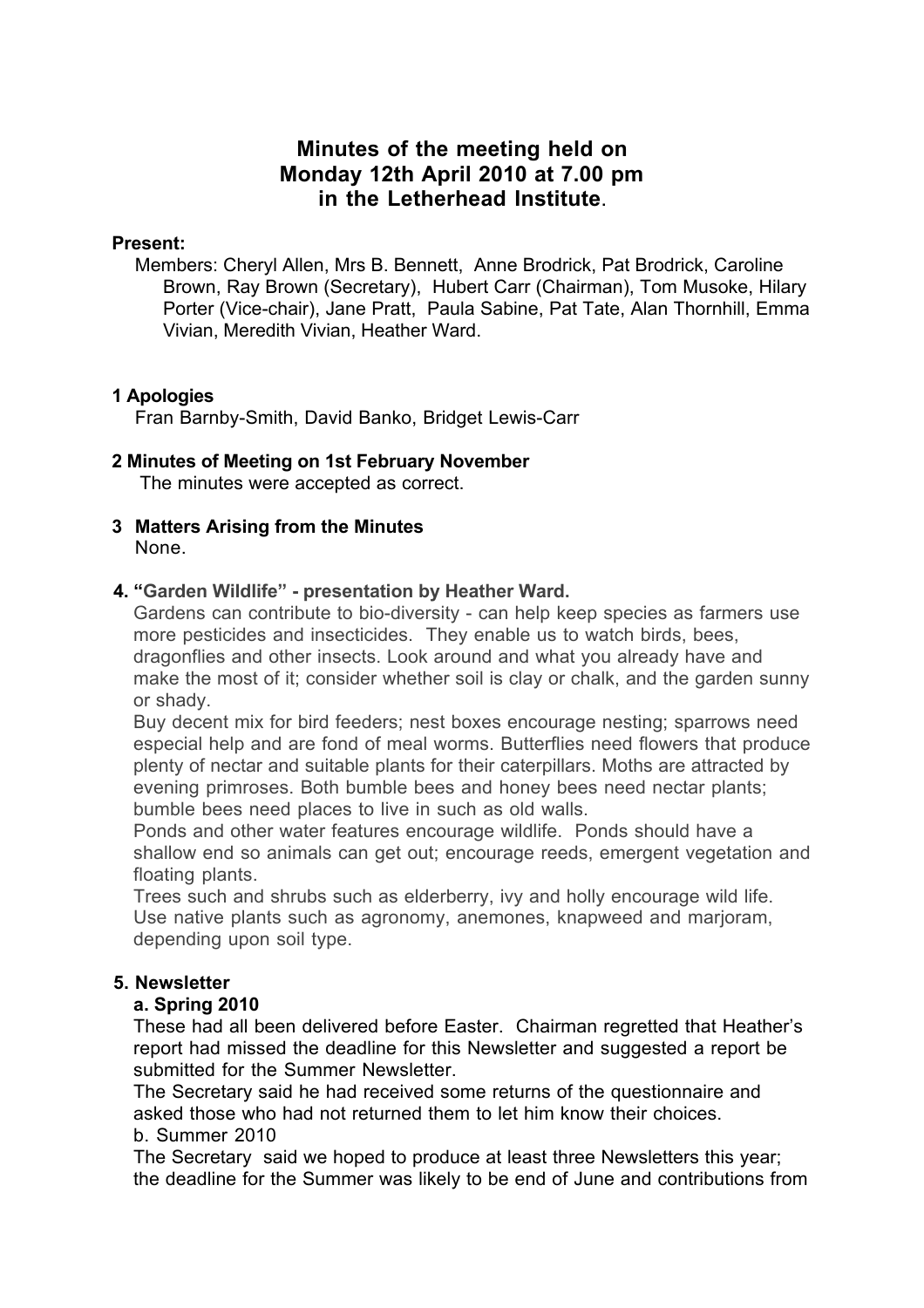# Minutes of the meeting held on Monday 12th April 2010 at 7.00 pm in the Letherhead Institute.

**Present:**

Members: Cheryl Allen, Mrs B. Bennett, Anne Brodrick, Pat Brodrick, Caroline Brown, Ray Brown (Secretary), Hubert Carr (Chairman), Tom Musoke, Hilary Porter (Vice-chair), Jane Pratt, Paula Sabine, Pat Tate, Alan Thornhill, Emma Vivian, Meredith Vivian, Heather Ward.

**1 Apologies**

Fran Barnby-Smith, David Banko, Bridget Lewis-Carr

**2 Minutes of Meeting on 1st February November**

The minutes were accepted as correct.

**3 Matters Arising from the Minutes**

None.

**4. "Garden Wildlife" - presentation by Heather Ward.**

Gardens can contribute to bio-diversity - can help keep species as farmers use more pesticides and insecticides. They enable us to watch birds, bees, dragonflies and other insects. Look around and what you already have and make the most of it; consider whether soil is clay or chalk, and the garden sunny or shady.

Buy decent mix for bird feeders; nest boxes encourage nesting; sparrows need especial help and are fond of meal worms. Butterflies need flowers that produce plenty of nectar and suitable plants for their caterpillars. Moths are attracted by evening primroses. Both bumble bees and honey bees need nectar plants; bumble bees need places to live in such as old walls.

Ponds and other water features encourage wildlife. Ponds should have a shallow end so animals can get out; encourage reeds, emergent vegetation and floating plants.

Trees such and shrubs such as elderberry, ivy and holly encourage wild life. Use native plants such as agronomy, anemones, knapweed and marjoram, depending upon soil type.

**5. Newsletter**

**a. Spring 2010**

These had all been delivered before Easter. Chairman regretted that Heather's report had missed the deadline for this Newsletter and suggested a report be submitted for the Summer Newsletter.

The Secretary said he had received some returns of the questionnaire and asked those who had not returned them to let him know their choices.

b. Summer 2010

The Secretary said we hoped to produce at least three Newsletters this year; the deadline for the Summer was likely to be end of June and contributions from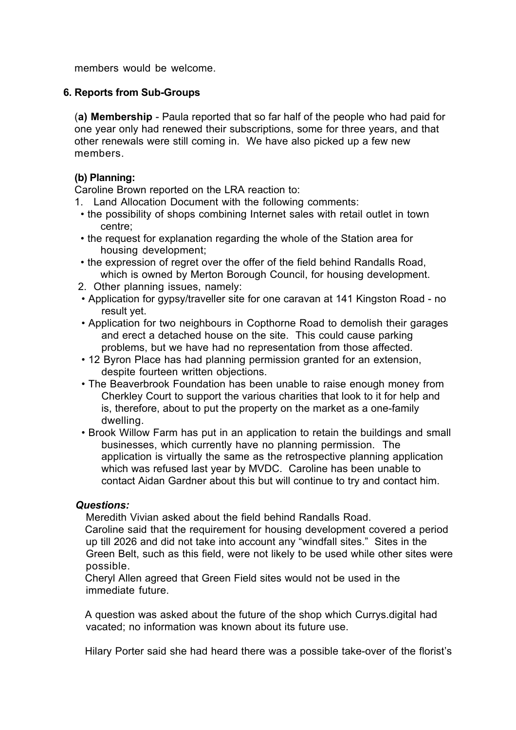members would be welcome.

**6. Reports from Sub-Groups**

(**a) Membership** - Paula reported that so far half of the people who had paid for one year only had renewed their subscriptions, some for three years, and that other renewals were still coming in. We have also picked up a few new members.

**(b) Planning:**

Caroline Brown reported on the LRA reaction to:

1. Land Allocation Document with the following comments:
   - the possibility of shops combining Internet sales with retail outlet in town centre;
   - the request for explanation regarding the whole of the Station area for housing development;
   - the expression of regret over the offer of the field behind Randalls Road, which is owned by Merton Borough Council, for housing development.
2. Other planning issues, namely:
   - Application for gypsy/traveller site for one caravan at 141 Kingston Road - no result yet.
   - Application for two neighbours in Copthorne Road to demolish their garages and erect a detached house on the site. This could cause parking problems, but we have had no representation from those affected.
   - 12 Byron Place has had planning permission granted for an extension, despite fourteen written objections.
   - The Beaverbrook Foundation has been unable to raise enough money from Cherkley Court to support the various charities that look to it for help and is, therefore, about to put the property on the market as a one-family dwelling.
   - Brook Willow Farm has put in an application to retain the buildings and small businesses, which currently have no planning permission. The application is virtually the same as the retrospective planning application which was refused last year by MVDC. Caroline has been unable to contact Aidan Gardner about this but will continue to try and contact him.

***Questions:***

Meredith Vivian asked about the field behind Randalls Road.
Caroline said that the requirement for housing development covered a period up till 2026 and did not take into account any "windfall sites." Sites in the Green Belt, such as this field, were not likely to be used while other sites were possible.
Cheryl Allen agreed that Green Field sites would not be used in the immediate future.

A question was asked about the future of the shop which Currys.digital had vacated; no information was known about its future use.

Hilary Porter said she had heard there was a possible take-over of the florist's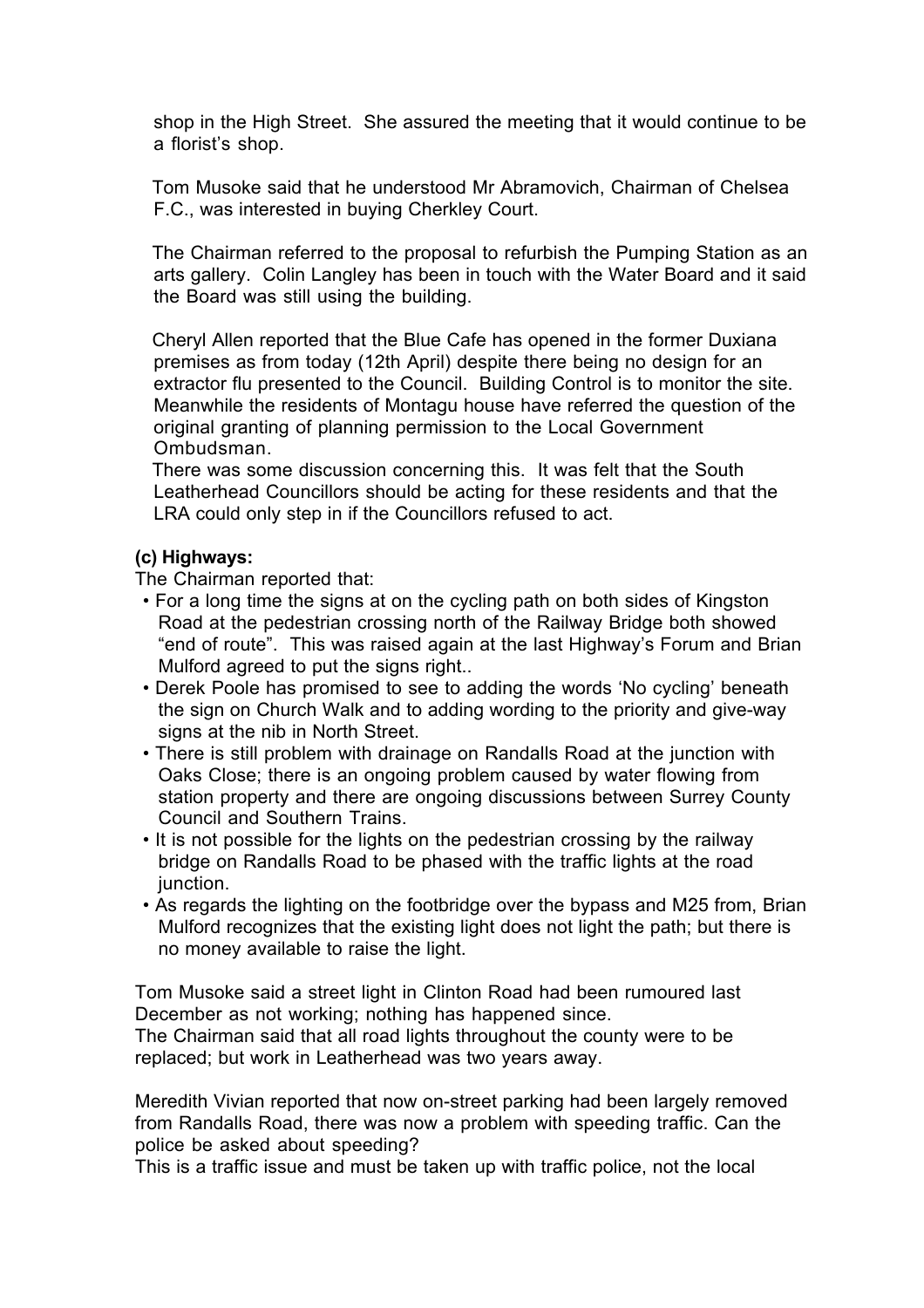shop in the High Street. She assured the meeting that it would continue to be a florist's shop.

Tom Musoke said that he understood Mr Abramovich, Chairman of Chelsea F.C., was interested in buying Cherkley Court.

The Chairman referred to the proposal to refurbish the Pumping Station as an arts gallery. Colin Langley has been in touch with the Water Board and it said the Board was still using the building.

Cheryl Allen reported that the Blue Cafe has opened in the former Duxiana premises as from today (12th April) despite there being no design for an extractor flu presented to the Council. Building Control is to monitor the site. Meanwhile the residents of Montagu house have referred the question of the original granting of planning permission to the Local Government Ombudsman.
There was some discussion concerning this. It was felt that the South Leatherhead Councillors should be acting for these residents and that the LRA could only step in if the Councillors refused to act.

**(c) Highways:**

The Chairman reported that:

- For a long time the signs at on the cycling path on both sides of Kingston Road at the pedestrian crossing north of the Railway Bridge both showed "end of route". This was raised again at the last Highway's Forum and Brian Mulford agreed to put the signs right..
- Derek Poole has promised to see to adding the words 'No cycling' beneath the sign on Church Walk and to adding wording to the priority and give-way signs at the nib in North Street.
- There is still problem with drainage on Randalls Road at the junction with Oaks Close; there is an ongoing problem caused by water flowing from station property and there are ongoing discussions between Surrey County Council and Southern Trains.
- It is not possible for the lights on the pedestrian crossing by the railway bridge on Randalls Road to be phased with the traffic lights at the road junction.
- As regards the lighting on the footbridge over the bypass and M25 from, Brian Mulford recognizes that the existing light does not light the path; but there is no money available to raise the light.

Tom Musoke said a street light in Clinton Road had been rumoured last December as not working; nothing has happened since.
The Chairman said that all road lights throughout the county were to be replaced; but work in Leatherhead was two years away.

Meredith Vivian reported that now on-street parking had been largely removed from Randalls Road, there was now a problem with speeding traffic. Can the police be asked about speeding?
This is a traffic issue and must be taken up with traffic police, not the local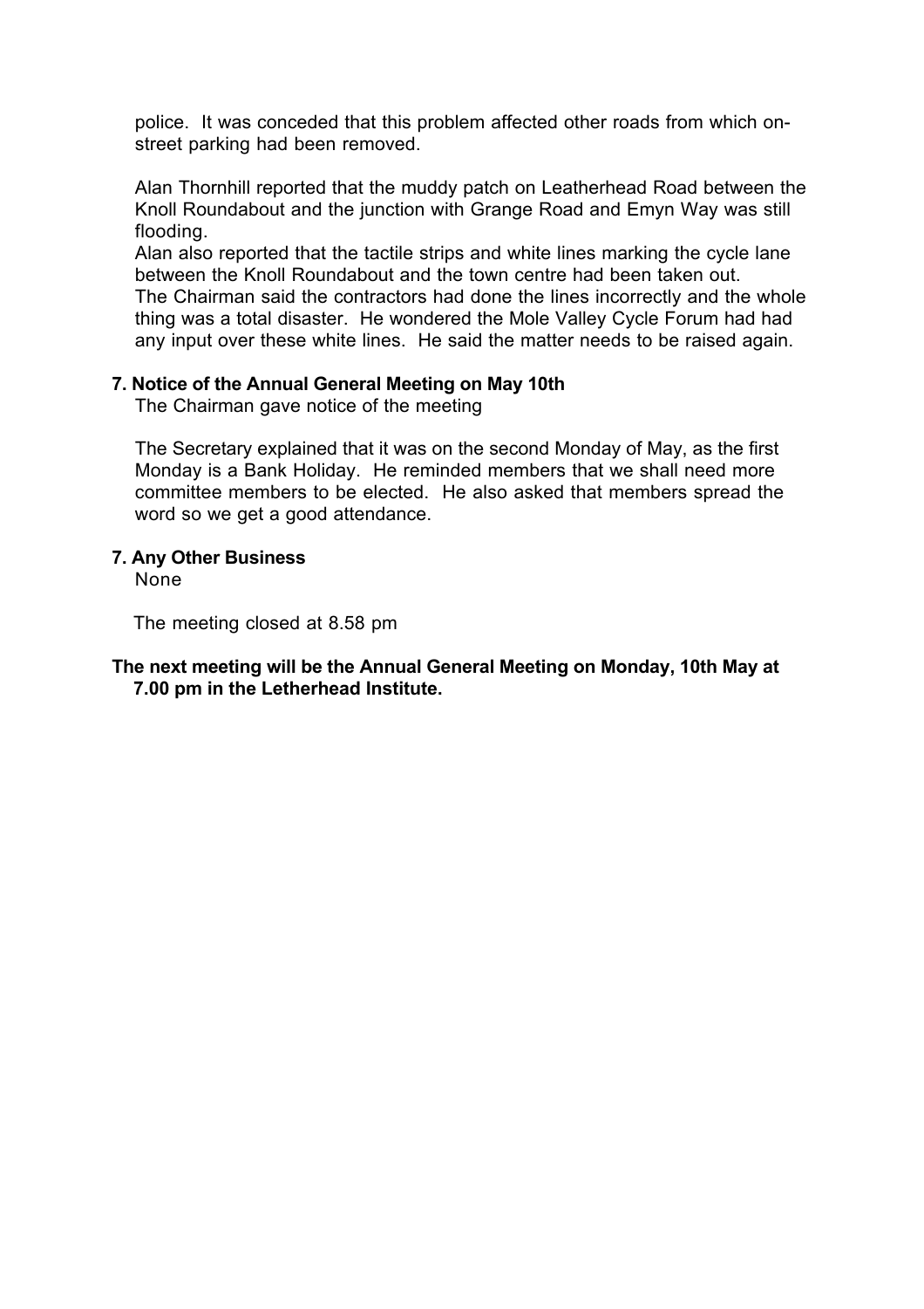police. It was conceded that this problem affected other roads from which on-street parking had been removed.

Alan Thornhill reported that the muddy patch on Leatherhead Road between the Knoll Roundabout and the junction with Grange Road and Emyn Way was still flooding.
Alan also reported that the tactile strips and white lines marking the cycle lane between the Knoll Roundabout and the town centre had been taken out.
The Chairman said the contractors had done the lines incorrectly and the whole thing was a total disaster. He wondered the Mole Valley Cycle Forum had had any input over these white lines. He said the matter needs to be raised again.

**7. Notice of the Annual General Meeting on May 10th**

The Chairman gave notice of the meeting

The Secretary explained that it was on the second Monday of May, as the first Monday is a Bank Holiday. He reminded members that we shall need more committee members to be elected. He also asked that members spread the word so we get a good attendance.

**7. Any Other Business**

None

The meeting closed at 8.58 pm

**The next meeting will be the Annual General Meeting on Monday, 10th May at 7.00 pm in the Letherhead Institute.**